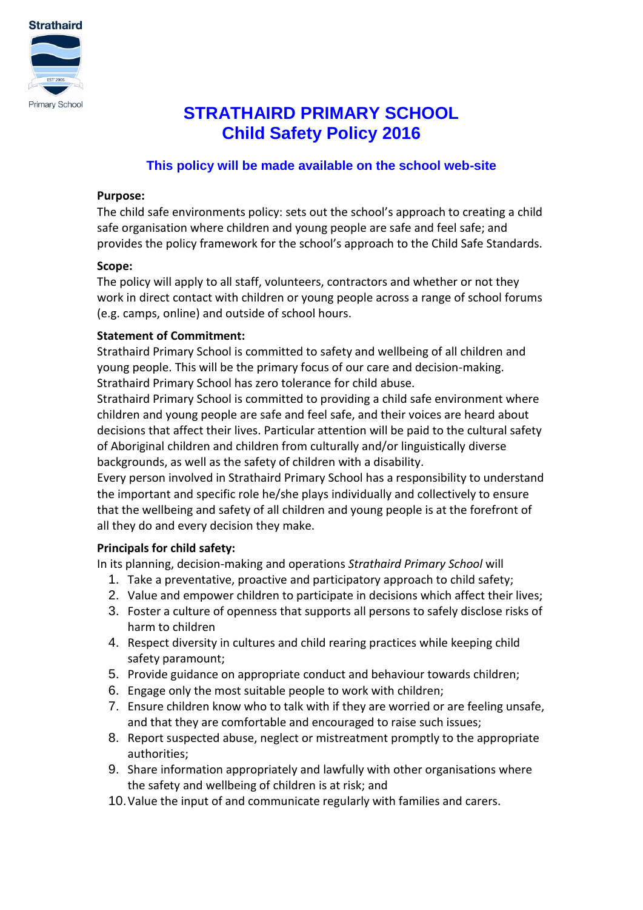Strathaird

Primary School

# STRATHAIRD PRIMARY SCHOOL
# Child Safety Policy 2016

### This policy will be made available on the school web-site

**Purpose:**

The child safe environments policy: sets out the school's approach to creating a child safe organisation where children and young people are safe and feel safe; and provides the policy framework for the school's approach to the Child Safe Standards.

**Scope:**

The policy will apply to all staff, volunteers, contractors and whether or not they work in direct contact with children or young people across a range of school forums (e.g. camps, online) and outside of school hours.

**Statement of Commitment:**

Strathaird Primary School is committed to safety and wellbeing of all children and young people. This will be the primary focus of our care and decision-making.
Strathaird Primary School has zero tolerance for child abuse.
Strathaird Primary School is committed to providing a child safe environment where children and young people are safe and feel safe, and their voices are heard about decisions that affect their lives. Particular attention will be paid to the cultural safety of Aboriginal children and children from culturally and/or linguistically diverse backgrounds, as well as the safety of children with a disability.
Every person involved in Strathaird Primary School has a responsibility to understand the important and specific role he/she plays individually and collectively to ensure that the wellbeing and safety of all children and young people is at the forefront of all they do and every decision they make.

**Principals for child safety:**

In its planning, decision-making and operations *Strathaird Primary School* will

1. Take a preventative, proactive and participatory approach to child safety;
2. Value and empower children to participate in decisions which affect their lives;
3. Foster a culture of openness that supports all persons to safely disclose risks of harm to children
4. Respect diversity in cultures and child rearing practices while keeping child safety paramount;
5. Provide guidance on appropriate conduct and behaviour towards children;
6. Engage only the most suitable people to work with children;
7. Ensure children know who to talk with if they are worried or are feeling unsafe, and that they are comfortable and encouraged to raise such issues;
8. Report suspected abuse, neglect or mistreatment promptly to the appropriate authorities;
9. Share information appropriately and lawfully with other organisations where the safety and wellbeing of children is at risk; and
10. Value the input of and communicate regularly with families and carers.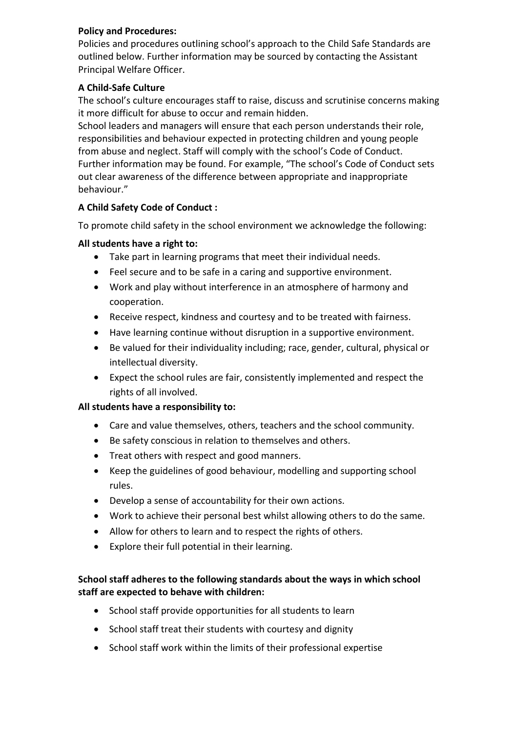**Policy and Procedures:**

Policies and procedures outlining school's approach to the Child Safe Standards are outlined below. Further information may be sourced by contacting the Assistant Principal Welfare Officer.

**A Child-Safe Culture**

The school's culture encourages staff to raise, discuss and scrutinise concerns making it more difficult for abuse to occur and remain hidden.

School leaders and managers will ensure that each person understands their role, responsibilities and behaviour expected in protecting children and young people from abuse and neglect. Staff will comply with the school's Code of Conduct. Further information may be found. For example, "The school's Code of Conduct sets out clear awareness of the difference between appropriate and inappropriate behaviour."

**A Child Safety Code of Conduct :**

To promote child safety in the school environment we acknowledge the following:

**All students have a right to:**

- Take part in learning programs that meet their individual needs.
- Feel secure and to be safe in a caring and supportive environment.
- Work and play without interference in an atmosphere of harmony and cooperation.
- Receive respect, kindness and courtesy and to be treated with fairness.
- Have learning continue without disruption in a supportive environment.
- Be valued for their individuality including; race, gender, cultural, physical or intellectual diversity.
- Expect the school rules are fair, consistently implemented and respect the rights of all involved.

**All students have a responsibility to:**

- Care and value themselves, others, teachers and the school community.
- Be safety conscious in relation to themselves and others.
- Treat others with respect and good manners.
- Keep the guidelines of good behaviour, modelling and supporting school rules.
- Develop a sense of accountability for their own actions.
- Work to achieve their personal best whilst allowing others to do the same.
- Allow for others to learn and to respect the rights of others.
- Explore their full potential in their learning.

**School staff adheres to the following standards about the ways in which school staff are expected to behave with children:**

- School staff provide opportunities for all students to learn
- School staff treat their students with courtesy and dignity
- School staff work within the limits of their professional expertise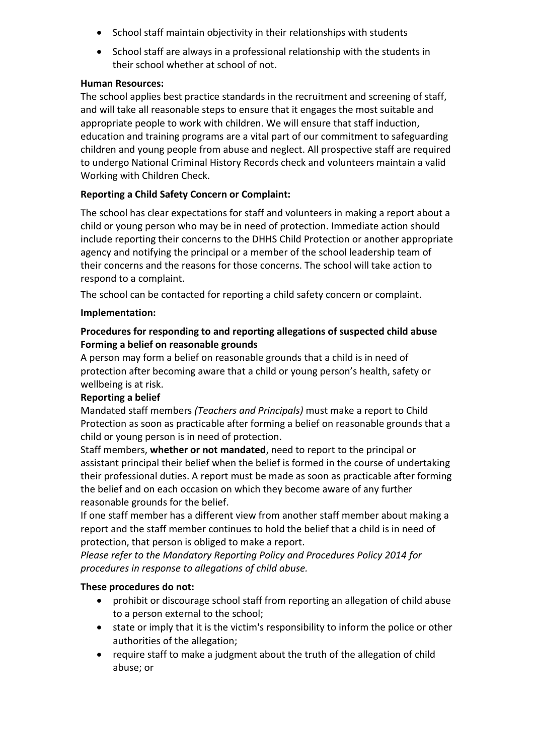- School staff maintain objectivity in their relationships with students
- School staff are always in a professional relationship with the students in their school whether at school of not.

**Human Resources:**
The school applies best practice standards in the recruitment and screening of staff, and will take all reasonable steps to ensure that it engages the most suitable and appropriate people to work with children. We will ensure that staff induction, education and training programs are a vital part of our commitment to safeguarding children and young people from abuse and neglect. All prospective staff are required to undergo National Criminal History Records check and volunteers maintain a valid Working with Children Check.

**Reporting a Child Safety Concern or Complaint:**

The school has clear expectations for staff and volunteers in making a report about a child or young person who may be in need of protection. Immediate action should include reporting their concerns to the DHHS Child Protection or another appropriate agency and notifying the principal or a member of the school leadership team of their concerns and the reasons for those concerns. The school will take action to respond to a complaint.

The school can be contacted for reporting a child safety concern or complaint.

**Implementation:**

**Procedures for responding to and reporting allegations of suspected child abuse**
**Forming a belief on reasonable grounds**
A person may form a belief on reasonable grounds that a child is in need of protection after becoming aware that a child or young person's health, safety or wellbeing is at risk.

**Reporting a belief**
Mandated staff members *(Teachers and Principals)* must make a report to Child Protection as soon as practicable after forming a belief on reasonable grounds that a child or young person is in need of protection.
Staff members, **whether or not mandated**, need to report to the principal or assistant principal their belief when the belief is formed in the course of undertaking their professional duties. A report must be made as soon as practicable after forming the belief and on each occasion on which they become aware of any further reasonable grounds for the belief.
If one staff member has a different view from another staff member about making a report and the staff member continues to hold the belief that a child is in need of protection, that person is obliged to make a report.
*Please refer to the Mandatory Reporting Policy and Procedures Policy 2014 for procedures in response to allegations of child abuse.*

**These procedures do not:**

- prohibit or discourage school staff from reporting an allegation of child abuse to a person external to the school;
- state or imply that it is the victim's responsibility to inform the police or other authorities of the allegation;
- require staff to make a judgment about the truth of the allegation of child abuse; or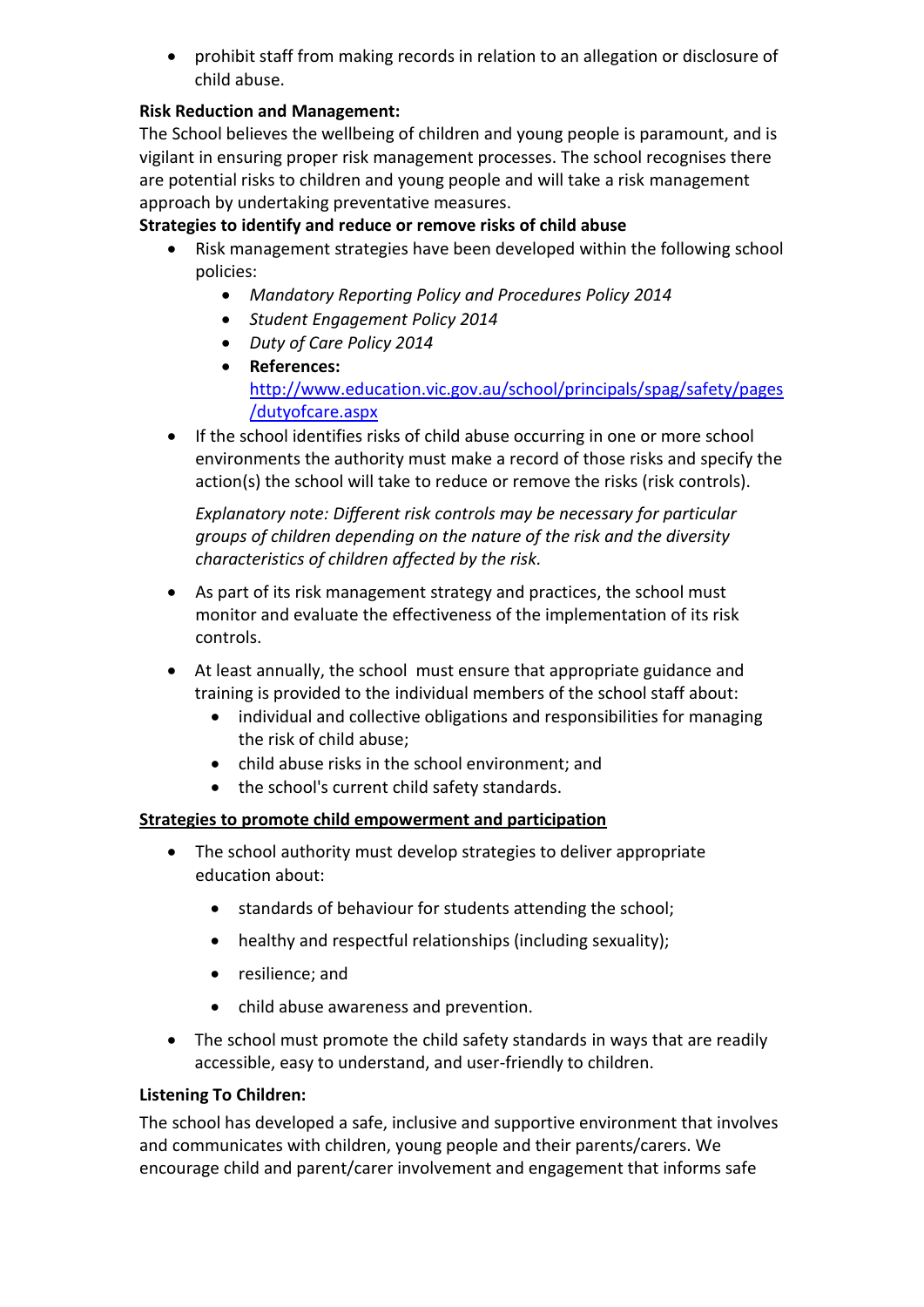- prohibit staff from making records in relation to an allegation or disclosure of child abuse.

**Risk Reduction and Management:**

The School believes the wellbeing of children and young people is paramount, and is vigilant in ensuring proper risk management processes. The school recognises there are potential risks to children and young people and will take a risk management approach by undertaking preventative measures.

**Strategies to identify and reduce or remove risks of child abuse**

- Risk management strategies have been developed within the following school policies:
    - *Mandatory Reporting Policy and Procedures Policy 2014*
    - *Student Engagement Policy 2014*
    - *Duty of Care Policy 2014*
    - **References:** [http://www.education.vic.gov.au/school/principals/spag/safety/pages/dutyofcare.aspx](http://www.education.vic.gov.au/school/principals/spag/safety/pages/dutyofcare.aspx)
- If the school identifies risks of child abuse occurring in one or more school environments the authority must make a record of those risks and specify the action(s) the school will take to reduce or remove the risks (risk controls).

  *Explanatory note: Different risk controls may be necessary for particular groups of children depending on the nature of the risk and the diversity characteristics of children affected by the risk.*

- As part of its risk management strategy and practices, the school must monitor and evaluate the effectiveness of the implementation of its risk controls.
- At least annually, the school must ensure that appropriate guidance and training is provided to the individual members of the school staff about:
    - individual and collective obligations and responsibilities for managing the risk of child abuse;
    - child abuse risks in the school environment; and
    - the school's current child safety standards.

**<u>Strategies to promote child empowerment and participation</u>**

- The school authority must develop strategies to deliver appropriate education about:
    - standards of behaviour for students attending the school;
    - healthy and respectful relationships (including sexuality);
    - resilience; and
    - child abuse awareness and prevention.
- The school must promote the child safety standards in ways that are readily accessible, easy to understand, and user-friendly to children.

**Listening To Children:**

The school has developed a safe, inclusive and supportive environment that involves and communicates with children, young people and their parents/carers. We encourage child and parent/carer involvement and engagement that informs safe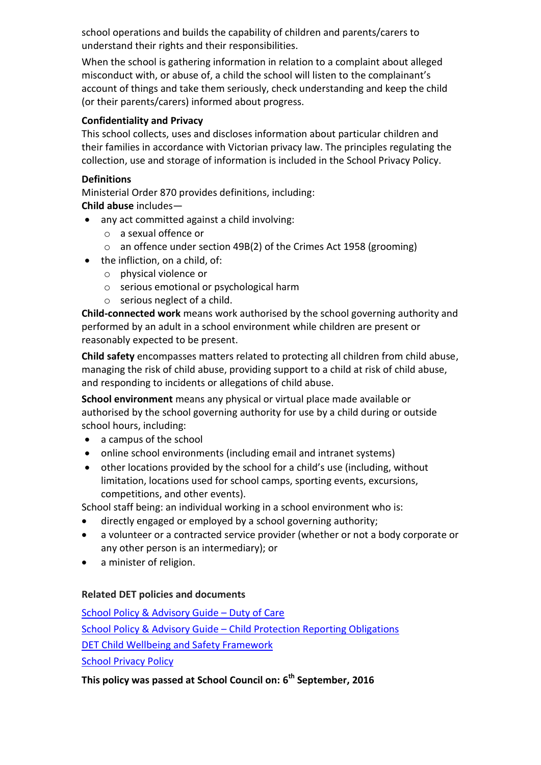school operations and builds the capability of children and parents/carers to understand their rights and their responsibilities.

When the school is gathering information in relation to a complaint about alleged misconduct with, or abuse of, a child the school will listen to the complainant's account of things and take them seriously, check understanding and keep the child (or their parents/carers) informed about progress.

**Confidentiality and Privacy**

This school collects, uses and discloses information about particular children and their families in accordance with Victorian privacy law. The principles regulating the collection, use and storage of information is included in the School Privacy Policy.

**Definitions**

Ministerial Order 870 provides definitions, including:

**Child abuse** includes—

- any act committed against a child involving:
  - a sexual offence or
  - an offence under section 49B(2) of the Crimes Act 1958 (grooming)
- the infliction, on a child, of:
  - physical violence or
  - serious emotional or psychological harm
  - serious neglect of a child.

**Child-connected work** means work authorised by the school governing authority and performed by an adult in a school environment while children are present or reasonably expected to be present.

**Child safety** encompasses matters related to protecting all children from child abuse, managing the risk of child abuse, providing support to a child at risk of child abuse, and responding to incidents or allegations of child abuse.

**School environment** means any physical or virtual place made available or authorised by the school governing authority for use by a child during or outside school hours, including:

- a campus of the school
- online school environments (including email and intranet systems)
- other locations provided by the school for a child's use (including, without limitation, locations used for school camps, sporting events, excursions, competitions, and other events).

School staff being: an individual working in a school environment who is:

- directly engaged or employed by a school governing authority;
- a volunteer or a contracted service provider (whether or not a body corporate or any other person is an intermediary); or
- a minister of religion.

**Related DET policies and documents**

School Policy & Advisory Guide – Duty of Care

School Policy & Advisory Guide – Child Protection Reporting Obligations

DET Child Wellbeing and Safety Framework

School Privacy Policy

**This policy was passed at School Council on: 6th September, 2016**